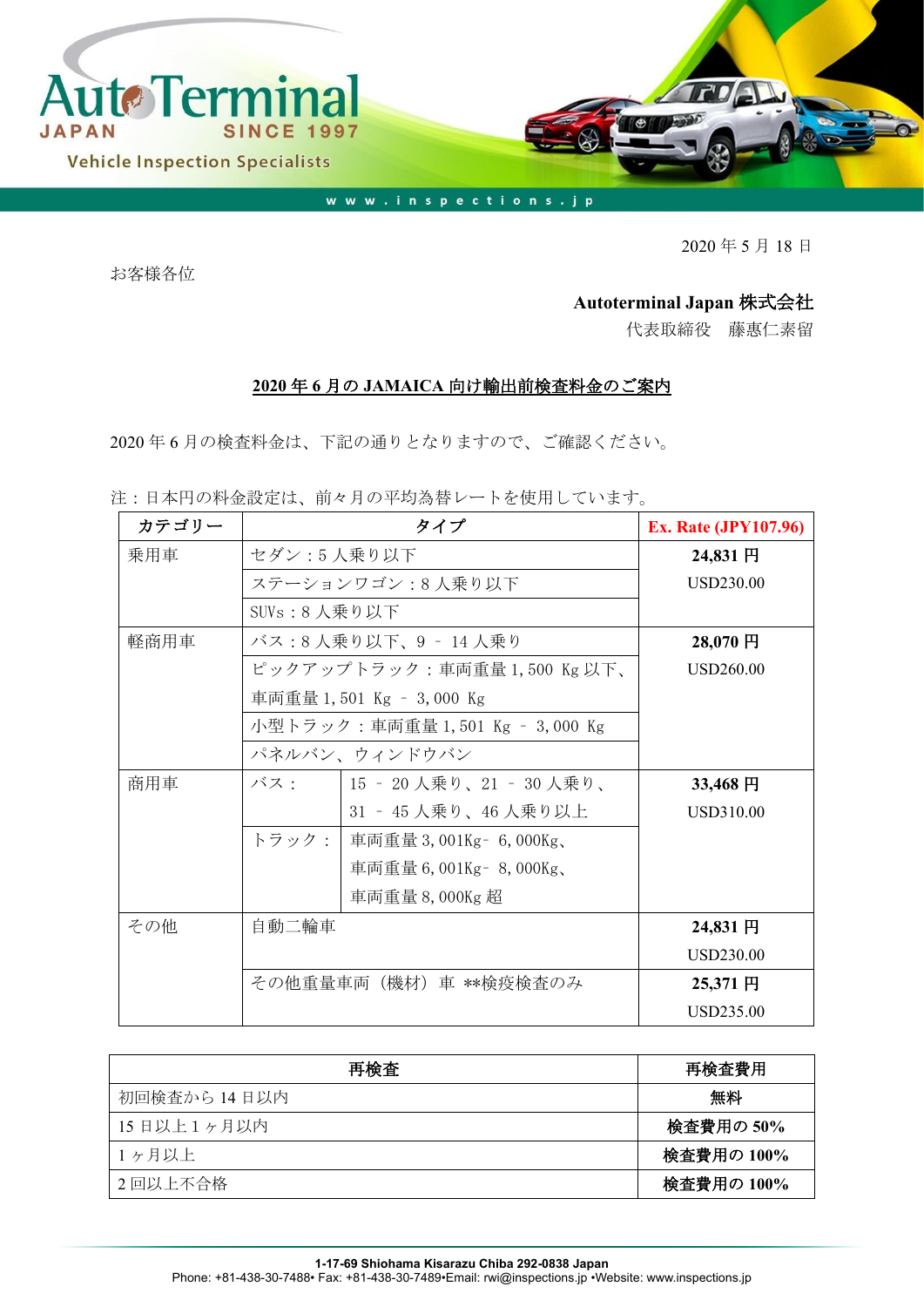AutoTerminal JAPAN SINCE 1997

Vehicle Inspection Specialists

www.inspections.jp

2020 年 5 月 18 日

お客様各位

**Autoterminal Japan 株式会社**

代表取締役　藤惠仁素留

## 2020 年 6 月の JAMAICA 向け輸出前検査料金のご案内

2020 年 6 月の検査料金は、下記の通りとなりますので、ご確認ください。

注：日本円の料金設定は、前々月の平均為替レートを使用しています。

| カテゴリー | タイプ | | Ex. Rate (JPY107.96) |
|---|---|---|---|
| 乗用車 | セダン：5 人乗り以下 | | **24,831 円** USD230.00 |
| | ステーションワゴン：8 人乗り以下 | | |
| | SUVs：8 人乗り以下 | | |
| 軽商用車 | バス：8 人乗り以下、9 – 14 人乗り | | **28,070 円** USD260.00 |
| | ピックアップトラック：車両重量 1,500 Kg 以下、車両重量 1,501 Kg – 3,000 Kg | | |
| | 小型トラック：車両重量 1,501 Kg – 3,000 Kg | | |
| | パネルバン、ウィンドウバン | | |
| 商用車 | バス： | 15 – 20 人乗り、21 – 30 人乗り、31 – 45 人乗り、46 人乗り以上 | **33,468 円** USD310.00 |
| | トラック： | 車両重量 3,001Kg- 6,000Kg、車両重量 6,001Kg- 8,000Kg、車両重量 8,000Kg 超 | |
| その他 | 自動二輪車 | | **24,831 円** USD230.00 |
| | その他重量車両（機材）車 **検疫検査のみ | | **25,371 円** USD235.00 |

| 再検査 | 再検査費用 |
|---|---|
| 初回検査から 14 日以内 | **無料** |
| 15 日以上 1 ヶ月以内 | **検査費用の 50%** |
| 1 ヶ月以上 | **検査費用の 100%** |
| 2 回以上不合格 | **検査費用の 100%** |

**1-17-69 Shiohama Kisarazu Chiba 292-0838 Japan**
Phone: +81-438-30-7488• Fax: +81-438-30-7489•Email: rwi@inspections.jp •Website: www.inspections.jp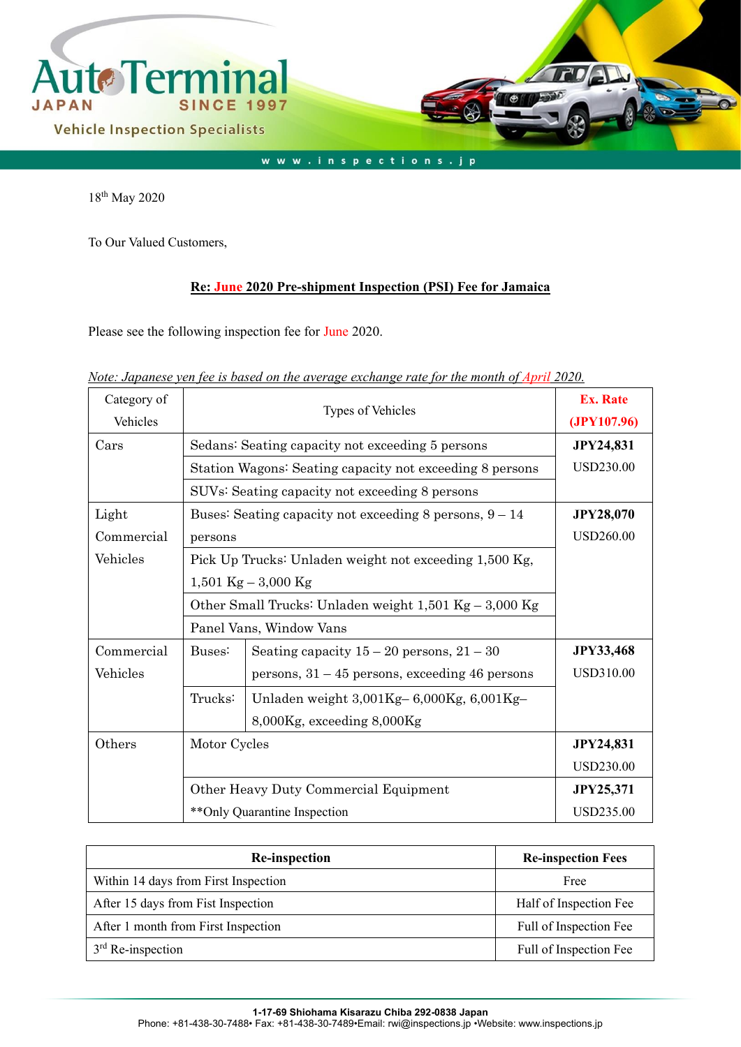18th May 2020

To Our Valued Customers,

**Re: June 2020 Pre-shipment Inspection (PSI) Fee for Jamaica**

Please see the following inspection fee for June 2020.

*Note: Japanese yen fee is based on the average exchange rate for the month of April 2020.*

| Category of Vehicles | Types of Vehicles | | Ex. Rate (JPY107.96) |
|---|---|---|---|
| Cars | Sedans: Seating capacity not exceeding 5 persons | | **JPY24,831** USD230.00 |
| | Station Wagons: Seating capacity not exceeding 8 persons | | |
| | SUVs: Seating capacity not exceeding 8 persons | | |
| Light Commercial Vehicles | Buses: Seating capacity not exceeding 8 persons, 9 – 14 persons | | **JPY28,070** USD260.00 |
| | Pick Up Trucks: Unladen weight not exceeding 1,500 Kg, 1,501 Kg – 3,000 Kg | | |
| | Other Small Trucks: Unladen weight 1,501 Kg – 3,000 Kg | | |
| | Panel Vans, Window Vans | | |
| Commercial Vehicles | Buses: | Seating capacity 15 – 20 persons, 21 – 30 persons, 31 – 45 persons, exceeding 46 persons | **JPY33,468** USD310.00 |
| | Trucks: | Unladen weight 3,001Kg– 6,000Kg, 6,001Kg– 8,000Kg, exceeding 8,000Kg | |
| Others | Motor Cycles | | **JPY24,831** USD230.00 |
| | Other Heavy Duty Commercial Equipment **Only Quarantine Inspection | | **JPY25,371** USD235.00 |

| Re-inspection | Re-inspection Fees |
|---|---|
| Within 14 days from First Inspection | Free |
| After 15 days from Fist Inspection | Half of Inspection Fee |
| After 1 month from First Inspection | Full of Inspection Fee |
| 3rd Re-inspection | Full of Inspection Fee |

1-17-69 Shiohama Kisarazu Chiba 292-0838 Japan
Phone: +81-438-30-7488• Fax: +81-438-30-7489•Email: rwi@inspections.jp •Website: www.inspections.jp